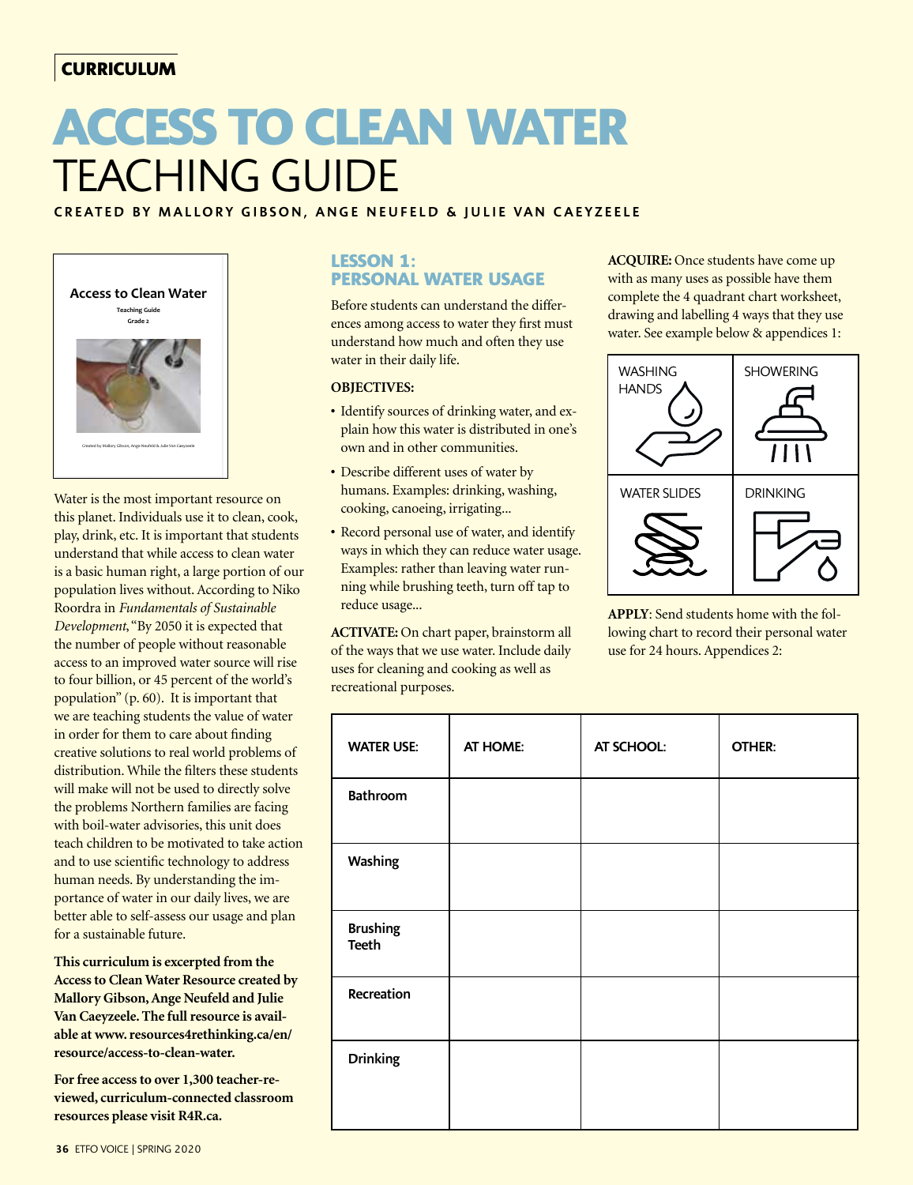**CURRICULUM**

# ACCESS TO CLEAN WATER TEACHING GUIDE

**CREATED BY MALLORY GIBSON, ANGE NEUFELD & JULIE VAN CAEYZEELE**

Access to Clean Water
Teaching Guide
Grade 2

Created by Mallory Gibson, Ange Neufeld & Julie Van Caeyzeele

Water is the most important resource on this planet. Individuals use it to clean, cook, play, drink, etc. It is important that students understand that while access to clean water is a basic human right, a large portion of our population lives without. According to Niko Roordra in *Fundamentals of Sustainable Development*, "By 2050 it is expected that the number of people without reasonable access to an improved water source will rise to four billion, or 45 percent of the world's population" (p. 60). It is important that we are teaching students the value of water in order for them to care about finding creative solutions to real world problems of distribution. While the filters these students will make will not be used to directly solve the problems Northern families are facing with boil-water advisories, this unit does teach children to be motivated to take action and to use scientific technology to address human needs. By understanding the importance of water in our daily lives, we are better able to self-assess our usage and plan for a sustainable future.

**This curriculum is excerpted from the Access to Clean Water Resource created by Mallory Gibson, Ange Neufeld and Julie Van Caeyzeele. The full resource is available at www.resources4rethinking.ca/en/resource/access-to-clean-water.**

**For free access to over 1,300 teacher-reviewed, curriculum-connected classroom resources please visit R4R.ca.**

## LESSON 1: PERSONAL WATER USAGE

Before students can understand the differences among access to water they first must understand how much and often they use water in their daily life.

**OBJECTIVES:**

- Identify sources of drinking water, and explain how this water is distributed in one's own and in other communities.
- Describe different uses of water by humans. Examples: drinking, washing, cooking, canoeing, irrigating...
- Record personal use of water, and identify ways in which they can reduce water usage. Examples: rather than leaving water running while brushing teeth, turn off tap to reduce usage...

**ACTIVATE:** On chart paper, brainstorm all of the ways that we use water. Include daily uses for cleaning and cooking as well as recreational purposes.

**ACQUIRE:** Once students have come up with as many uses as possible have them complete the 4 quadrant chart worksheet, drawing and labelling 4 ways that they use water. See example below & appendices 1:

| WASHING HANDS | SHOWERING |
|---|---|
| WATER SLIDES | DRINKING |

**APPLY**: Send students home with the following chart to record their personal water use for 24 hours. Appendices 2:

| WATER USE: | AT HOME: | AT SCHOOL: | OTHER: |
|---|---|---|---|
| Bathroom | | | |
| Washing | | | |
| Brushing Teeth | | | |
| Recreation | | | |
| Drinking | | | |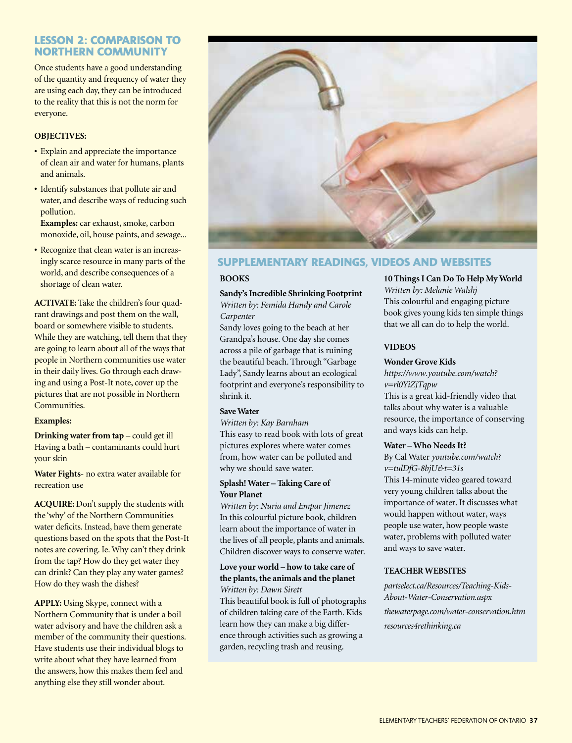## LESSON 2: COMPARISON TO NORTHERN COMMUNITY

Once students have a good understanding of the quantity and frequency of water they are using each day, they can be introduced to the reality that this is not the norm for everyone.

**OBJECTIVES:**

- Explain and appreciate the importance of clean air and water for humans, plants and animals.
- Identify substances that pollute air and water, and describe ways of reducing such pollution.
  **Examples:** car exhaust, smoke, carbon monoxide, oil, house paints, and sewage...
- Recognize that clean water is an increasingly scarce resource in many parts of the world, and describe consequences of a shortage of clean water.

**ACTIVATE:** Take the children's four quadrant drawings and post them on the wall, board or somewhere visible to students. While they are watching, tell them that they are going to learn about all of the ways that people in Northern communities use water in their daily lives. Go through each drawing and using a Post-It note, cover up the pictures that are not possible in Northern Communities.

**Examples:**

**Drinking water from tap** – could get ill
Having a bath – contaminants could hurt your skin

**Water Fights**- no extra water available for recreation use

**ACQUIRE:** Don't supply the students with the 'why' of the Northern Communities water deficits. Instead, have them generate questions based on the spots that the Post-It notes are covering. Ie. Why can't they drink from the tap? How do they get water they can drink? Can they play any water games? How do they wash the dishes?

**APPLY:** Using Skype, connect with a Northern Community that is under a boil water advisory and have the children ask a member of the community their questions. Have students use their individual blogs to write about what they have learned from the answers, how this makes them feel and anything else they still wonder about.

## SUPPLEMENTARY READINGS, VIDEOS AND WEBSITES

### BOOKS

**Sandy's Incredible Shrinking Footprint**
*Written by: Femida Handy and Carole Carpenter*
Sandy loves going to the beach at her Grandpa's house. One day she comes across a pile of garbage that is ruining the beautiful beach. Through "Garbage Lady", Sandy learns about an ecological footprint and everyone's responsibility to shrink it.

**Save Water**
*Written by: Kay Barnham*
This easy to read book with lots of great pictures explores where water comes from, how water can be polluted and why we should save water.

**Splash! Water – Taking Care of Your Planet**
*Written by: Nuria and Empar Jimenez*
In this colourful picture book, children learn about the importance of water in the lives of all people, plants and animals. Children discover ways to conserve water.

**Love your world – how to take care of the plants, the animals and the planet**
*Written by: Dawn Sirett*
This beautiful book is full of photographs of children taking care of the Earth. Kids learn how they can make a big difference through activities such as growing a garden, recycling trash and reusing.

**10 Things I Can Do To Help My World**
*Written by: Melanie Walshj*
This colourful and engaging picture book gives young kids ten simple things that we all can do to help the world.

### VIDEOS

**Wonder Grove Kids**
*https://www.youtube.com/watch?v=rl0YiZjTqpw*
This is a great kid-friendly video that talks about why water is a valuable resource, the importance of conserving and ways kids can help.

**Water – Who Needs It?**
By Cal Water *youtube.com/watch?v=tulDfG-8bjU&t=31s*
This 14-minute video geared toward very young children talks about the importance of water. It discusses what would happen without water, ways people use water, how people waste water, problems with polluted water and ways to save water.

### TEACHER WEBSITES

*partselect.ca/Resources/Teaching-Kids-About-Water-Conservation.aspx*

*thewaterpage.com/water-conservation.htm*

*resources4rethinking.ca*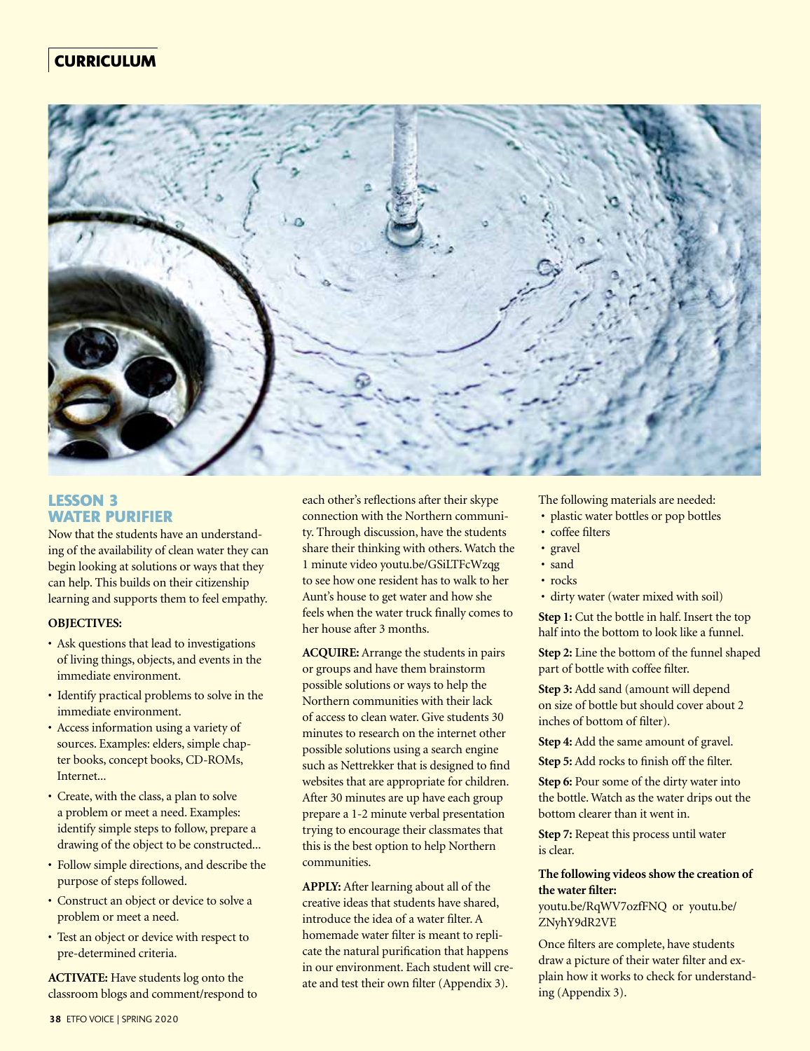## LESSON 3 WATER PURIFIER

Now that the students have an understanding of the availability of clean water they can begin looking at solutions or ways that they can help. This builds on their citizenship learning and supports them to feel empathy.

**OBJECTIVES:**

- Ask questions that lead to investigations of living things, objects, and events in the immediate environment.
- Identify practical problems to solve in the immediate environment.
- Access information using a variety of sources. Examples: elders, simple chapter books, concept books, CD-ROMs, Internet...
- Create, with the class, a plan to solve a problem or meet a need. Examples: identify simple steps to follow, prepare a drawing of the object to be constructed...
- Follow simple directions, and describe the purpose of steps followed.
- Construct an object or device to solve a problem or meet a need.
- Test an object or device with respect to pre-determined criteria.

**ACTIVATE:** Have students log onto the classroom blogs and comment/respond to each other's reflections after their skype connection with the Northern community. Through discussion, have the students share their thinking with others. Watch the 1 minute video youtu.be/GSiLTFcWzqg to see how one resident has to walk to her Aunt's house to get water and how she feels when the water truck finally comes to her house after 3 months.

**ACQUIRE:** Arrange the students in pairs or groups and have them brainstorm possible solutions or ways to help the Northern communities with their lack of access to clean water. Give students 30 minutes to research on the internet other possible solutions using a search engine such as Nettrekker that is designed to find websites that are appropriate for children. After 30 minutes are up have each group prepare a 1-2 minute verbal presentation trying to encourage their classmates that this is the best option to help Northern communities.

**APPLY:** After learning about all of the creative ideas that students have shared, introduce the idea of a water filter. A homemade water filter is meant to replicate the natural purification that happens in our environment. Each student will create and test their own filter (Appendix 3).

The following materials are needed:

- plastic water bottles or pop bottles
- coffee filters
- gravel
- sand
- rocks
- dirty water (water mixed with soil)

**Step 1:** Cut the bottle in half. Insert the top half into the bottom to look like a funnel.

**Step 2:** Line the bottom of the funnel shaped part of bottle with coffee filter.

**Step 3:** Add sand (amount will depend on size of bottle but should cover about 2 inches of bottom of filter).

**Step 4:** Add the same amount of gravel.

**Step 5:** Add rocks to finish off the filter.

**Step 6:** Pour some of the dirty water into the bottle. Watch as the water drips out the bottom clearer than it went in.

**Step 7:** Repeat this process until water is clear.

**The following videos show the creation of the water filter:**

youtu.be/RqWV7ozfFNQ or youtu.be/ZNyhY9dR2VE

Once filters are complete, have students draw a picture of their water filter and explain how it works to check for understanding (Appendix 3).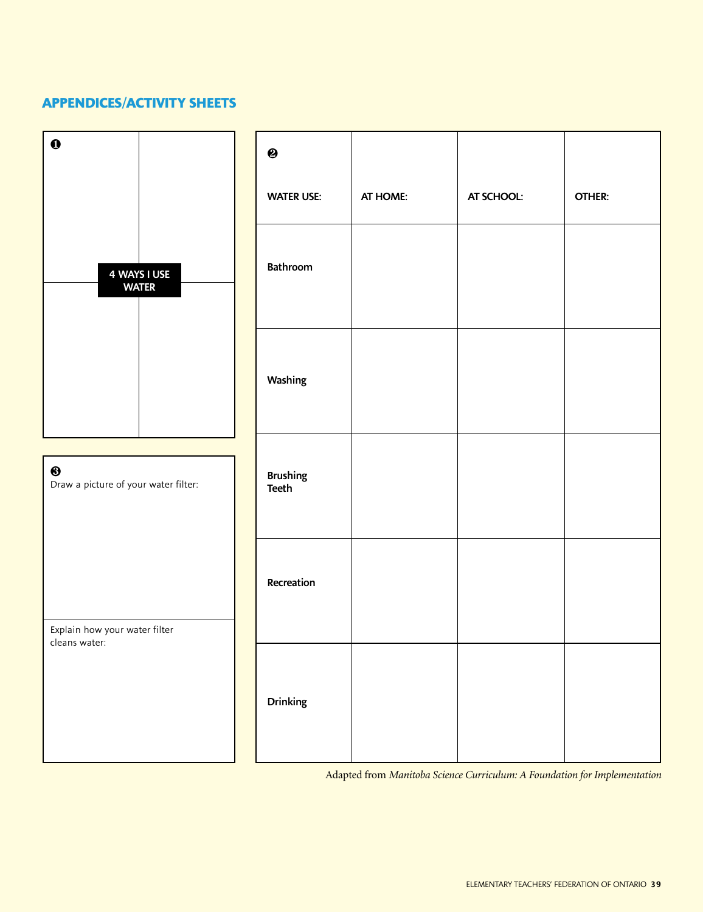## APPENDICES/ACTIVITY SHEETS

❶

**4 WAYS I USE WATER**

| | |
|---|---|
| | |
| | |

❷

| WATER USE: | AT HOME: | AT SCHOOL: | OTHER: |
|---|---|---|---|
| Bathroom | | | |
| Washing | | | |
| Brushing Teeth | | | |
| Recreation | | | |
| Drinking | | | |

Adapted from *Manitoba Science Curriculum: A Foundation for Implementation*

❸

Draw a picture of your water filter:

Explain how your water filter cleans water: